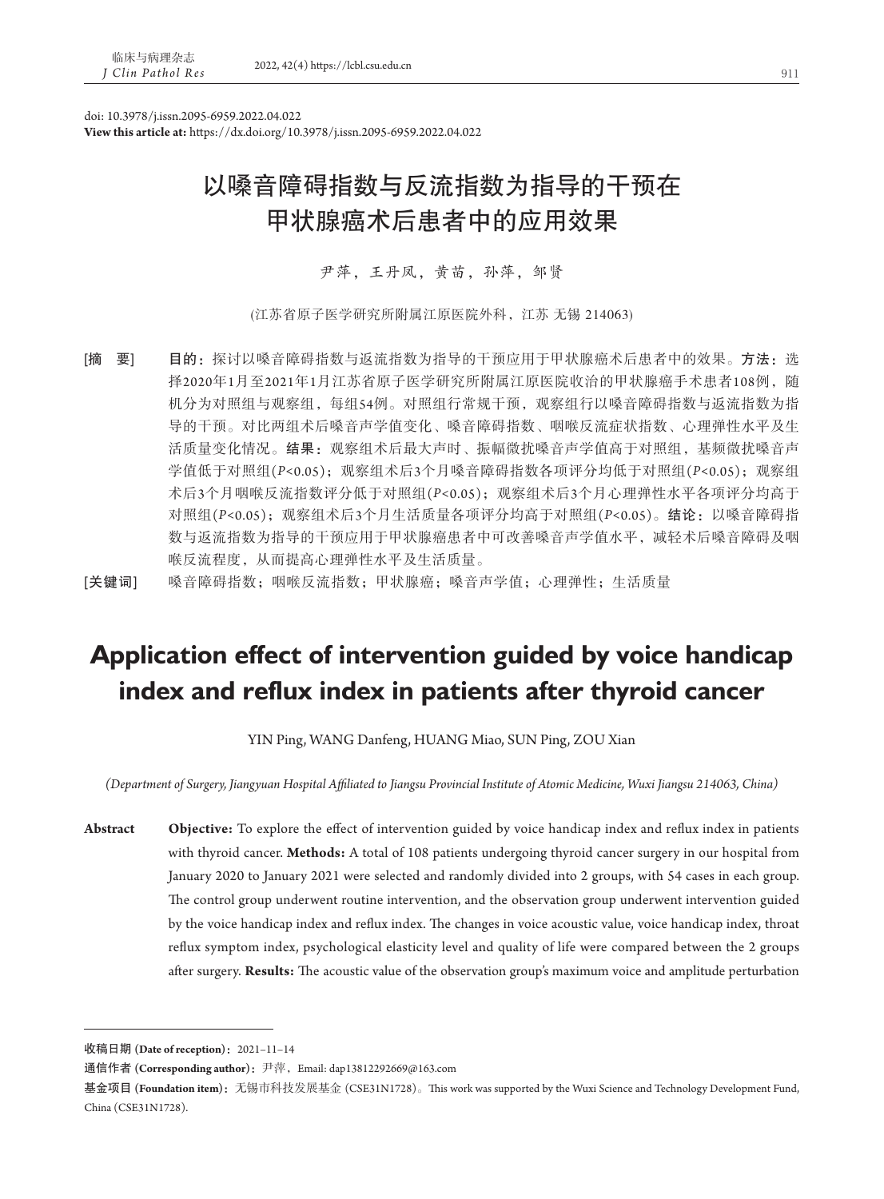doi: 10.3978/j.issn.2095-6959.2022.04.022
**View this article at:** https://dx.doi.org/10.3978/j.issn.2095-6959.2022.04.022

# 以嗓音障碍指数与反流指数为指导的干预在甲状腺癌术后患者中的应用效果

尹萍，王丹凤，黄苗，孙萍，邹贤

(江苏省原子医学研究所附属江原医院外科，江苏 无锡 214063)

[摘　要]　**目的：**探讨以嗓音障碍指数与返流指数为指导的干预应用于甲状腺癌术后患者中的效果。**方法：**选择2020年1月至2021年1月江苏省原子医学研究所附属江原医院收治的甲状腺癌手术患者108例，随机分为对照组与观察组，每组54例。对照组行常规干预，观察组行以嗓音障碍指数与返流指数为指导的干预。对比两组术后嗓音声学值变化、嗓音障碍指数、咽喉反流症状指数、心理弹性水平及生活质量变化情况。**结果：**观察组术后最大声时、振幅微扰嗓音声学值高于对照组，基频微扰嗓音声学值低于对照组($P<0.05$)；观察组术后3个月嗓音障碍指数各项评分均低于对照组($P<0.05$)；观察组术后3个月咽喉反流指数评分低于对照组($P<0.05$)；观察组术后3个月心理弹性水平各项评分均高于对照组($P<0.05$)；观察组术后3个月生活质量各项评分均高于对照组($P<0.05$)。**结论：**以嗓音障碍指数与返流指数为指导的干预应用于甲状腺癌患者中可改善嗓音声学值水平，减轻术后嗓音障碍及咽喉反流程度，从而提高心理弹性水平及生活质量。

[关键词]　嗓音障碍指数；咽喉反流指数；甲状腺癌；嗓音声学值；心理弹性；生活质量

# Application effect of intervention guided by voice handicap index and reflux index in patients after thyroid cancer

YIN Ping, WANG Danfeng, HUANG Miao, SUN Ping, ZOU Xian

*(Department of Surgery, Jiangyuan Hospital Affiliated to Jiangsu Provincial Institute of Atomic Medicine, Wuxi Jiangsu 214063, China)*

**Abstract**　**Objective:** To explore the effect of intervention guided by voice handicap index and reflux index in patients with thyroid cancer. **Methods:** A total of 108 patients undergoing thyroid cancer surgery in our hospital from January 2020 to January 2021 were selected and randomly divided into 2 groups, with 54 cases in each group. The control group underwent routine intervention, and the observation group underwent intervention guided by the voice handicap index and reflux index. The changes in voice acoustic value, voice handicap index, throat reflux symptom index, psychological elasticity level and quality of life were compared between the 2 groups after surgery. **Results:** The acoustic value of the observation group's maximum voice and amplitude perturbation

---

**收稿日期 (Date of reception)：**2021–11–14

**通信作者 (Corresponding author)：**尹萍，Email: dap13812292669@163.com

**基金项目 (Foundation item)：**无锡市科技发展基金 (CSE31N1728)。This work was supported by the Wuxi Science and Technology Development Fund, China (CSE31N1728).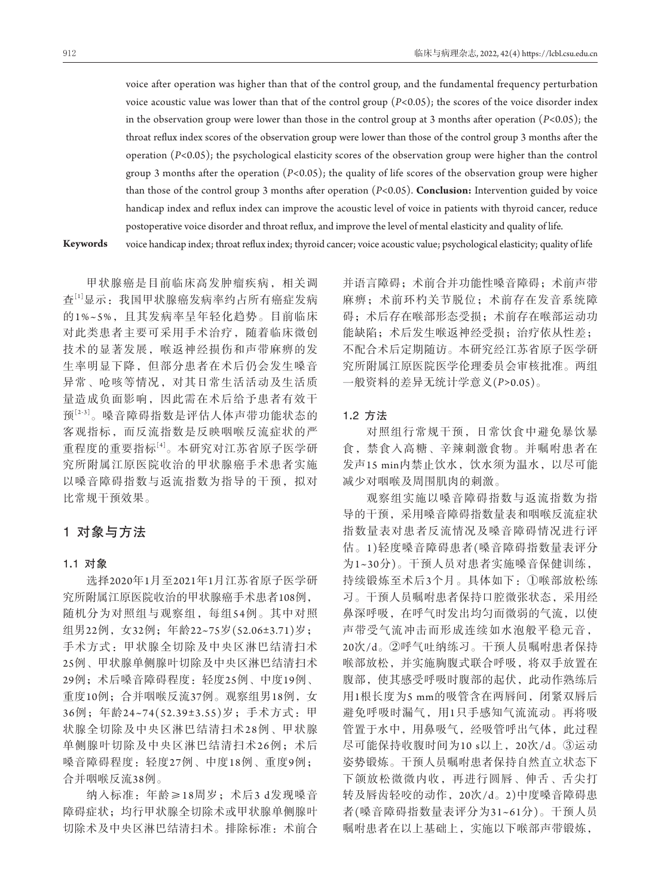voice after operation was higher than that of the control group, and the fundamental frequency perturbation voice acoustic value was lower than that of the control group ($P$<0.05); the scores of the voice disorder index in the observation group were lower than those in the control group at 3 months after operation ($P$<0.05); the throat reflux index scores of the observation group were lower than those of the control group 3 months after the operation ($P$<0.05); the psychological elasticity scores of the observation group were higher than the control group 3 months after the operation ($P$<0.05); the quality of life scores of the observation group were higher than those of the control group 3 months after operation ($P$<0.05). **Conclusion:** Intervention guided by voice handicap index and reflux index can improve the acoustic level of voice in patients with thyroid cancer, reduce postoperative voice disorder and throat reflux, and improve the level of mental elasticity and quality of life.

**Keywords** voice handicap index; throat reflux index; thyroid cancer; voice acoustic value; psychological elasticity; quality of life

甲状腺癌是目前临床高发肿瘤疾病，相关调查[1]显示：我国甲状腺癌发病率约占所有癌症发病的1%~5%，且其发病率呈年轻化趋势。目前临床对此类患者主要可采用手术治疗，随着临床微创技术的显著发展，喉返神经损伤和声带麻痹的发生率明显下降，但部分患者在术后仍会发生嗓音异常、呛咳等情况，对其日常生活活动及生活质量造成负面影响，因此需在术后给予患者有效干预[2-3]。嗓音障碍指数是评估人体声带功能状态的客观指标，而反流指数是反映咽喉反流症状的严重程度的重要指标[4]。本研究对江苏省原子医学研究所附属江原医院收治的甲状腺癌手术患者实施以嗓音障碍指数与返流指数为指导的干预，拟对比常规干预效果。

## 1 对象与方法

### 1.1 对象

选择2020年1月至2021年1月江苏省原子医学研究所附属江原医院收治的甲状腺癌手术患者108例，随机分为对照组与观察组，每组54例。其中对照组男22例，女32例；年龄22~75岁(52.06±3.71)岁；手术方式：甲状腺全切除及中央区淋巴结清扫术25例、甲状腺单侧腺叶切除及中央区淋巴结清扫术29例；术后嗓音障碍程度：轻度25例、中度19例、重度10例；合并咽喉反流37例。观察组男18例，女36例；年龄24~74(52.39±3.55)岁；手术方式：甲状腺全切除及中央区淋巴结清扫术28例、甲状腺单侧腺叶切除及中央区淋巴结清扫术26例；术后嗓音障碍程度：轻度27例、中度18例、重度9例；合并咽喉反流38例。

纳入标准：年龄≥18周岁；术后3 d发现嗓音障碍症状；均行甲状腺全切除术或甲状腺单侧腺叶切除术及中央区淋巴结清扫术。排除标准：术前合并语言障碍；术前合并功能性嗓音障碍；术前声带麻痹；术前环杓关节脱位；术前存在发音系统障碍；术后存在喉部形态受损；术前存在喉部运动功能缺陷；术后发生喉返神经受损；治疗依从性差；不配合术后定期随访。本研究经江苏省原子医学研究所附属江原医院医学伦理委员会审核批准。两组一般资料的差异无统计学意义($P$>0.05)。

### 1.2 方法

对照组行常规干预，日常饮食中避免暴饮暴食，禁食入高糖、辛辣刺激食物。并嘱咐患者在发声15 min内禁止饮水，饮水须为温水，以尽可能减少对咽喉及周围肌肉的刺激。

观察组实施以嗓音障碍指数与返流指数为指导的干预，采用嗓音障碍指数量表和咽喉反流症状指数量表对患者反流情况及嗓音障碍情况进行评估。1)轻度嗓音障碍患者(嗓音障碍指数量表评分为1~30分)。干预人员对患者实施嗓音保健训练，持续锻炼至术后3个月。具体如下：①喉部放松练习。干预人员嘱咐患者保持口腔微张状态，采用经鼻深呼吸，在呼气时发出均匀而微弱的气流，以使声带受气流冲击而形成连续如水泡般平稳元音，20次/d。②呼气吐纳练习。干预人员嘱咐患者保持喉部放松，并实施胸腹式联合呼吸，将双手放置在腹部，使其感受呼吸时腹部的起伏，此动作熟练后用1根长度为5 mm的吸管含在两唇间，闭紧双唇后避免呼吸时漏气，用1只手感知气流流动。再将吸管置于水中，用鼻吸气，经吸管呼出气体，此过程尽可能保持收腹时间为10 s以上，20次/d。③运动姿势锻炼。干预人员嘱咐患者保持自然直立状态下下颌放松微微内收，再进行圆唇、伸舌、舌尖打转及唇齿轻咬的动作，20次/d。2)中度嗓音障碍患者(嗓音障碍指数量表评分为31~61分)。干预人员嘱咐患者在以上基础上，实施以下喉部声带锻炼，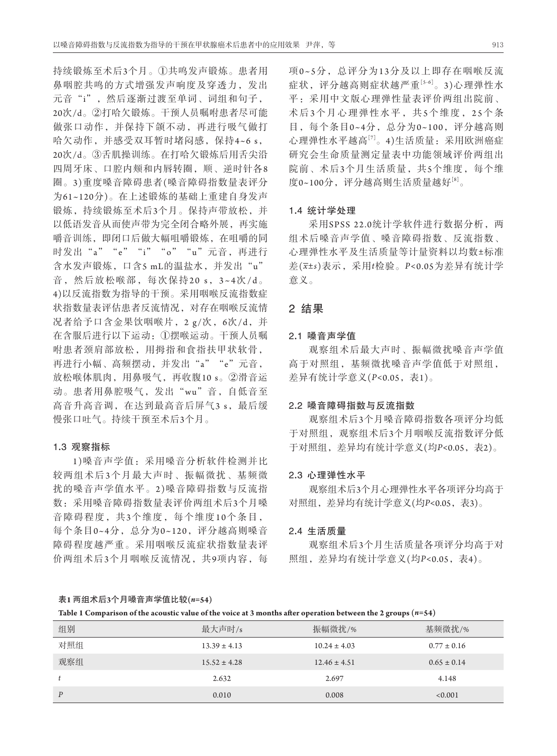持续锻炼至术后3个月。①共鸣发声锻炼。患者用鼻咽腔共鸣的方式增强发声响度及穿透力，发出元音“i”，然后逐渐过渡至单词、词组和句子，20次/d。②打哈欠锻炼。干预人员嘱咐患者尽可能做张口动作，并保持下颌不动，再进行吸气做打哈欠动作，并感受双耳暂时堵闷感，保持4~6 s，20次/d。③舌肌操训练。在打哈欠锻炼后用舌尖沿四周牙床、口腔内颊和内唇转圈，顺、逆时针各8圈。3)重度嗓音障碍患者(嗓音障碍指数量表评分为61~120分)。在上述锻炼的基础上重建自身发声锻炼，持续锻炼至术后3个月。保持声带放松，并以低语发音从而使声带为完全闭合略外展，再实施嚼音训练，即闭口后做大幅咀嚼锻炼，在咀嚼的同时发出“a”“e”“i”“o”“u”元音，再进行含水发声锻炼，口含5 mL的温盐水，并发出“u”音，然后放松喉部，每次保持20 s，3~4次/d。4)以反流指数为指导的干预。采用咽喉反流指数症状指数量表评估患者反流情况，对存在咽喉反流情况者给予口含金果饮咽喉片，2 g/次，6次/d，并在含服后进行以下运动：①摆喉运动。干预人员嘱咐患者颈肩部放松，用拇指和食指扶甲状软骨，再进行小幅、高频摆动，并发出“a”“e”元音，放松喉体肌肉，用鼻吸气，再收腹10 s。②滑音运动。患者用鼻腔吸气，发出“wu”音，自低音至高音升高音调，在达到最高音后屏气3 s，最后缓慢张口吐气。持续干预至术后3个月。

### 1.3 观察指标

1)嗓音声学值：采用嗓音分析软件检测并比较两组术后3个月最大声时、振幅微扰、基频微扰的嗓音声学值水平。2)嗓音障碍指数与反流指数：采用嗓音障碍指数量表评价两组术后3个月嗓音障碍程度，共3个维度，每个维度10个条目，每个条目0~4分，总分为0~120，评分越高则嗓音障碍程度越严重。采用咽喉反流症状指数量表评价两组术后3个月咽喉反流情况，共9项内容，每项0~5分，总评分为13分及以上即存在咽喉反流症状，评分越高则症状越严重[5-6]。3)心理弹性水平：采用中文版心理弹性量表评价两组出院前、术后3个月心理弹性水平，共5个维度，25个条目，每个条目0~4分，总分为0~100，评分越高则心理弹性水平越高[7]。4)生活质量：采用欧洲癌症研究会生命质量测定量表中功能领域评价两组出院前、术后3个月生活质量，共5个维度，每个维度0~100分，评分越高则生活质量越好[8]。

### 1.4 统计学处理

采用SPSS 22.0统计学软件进行数据分析，两组术后嗓音声学值、嗓音障碍指数、反流指数、心理弹性水平及生活质量等计量资料以均数±标准差($\bar{x}\pm s$)表示，采用$t$检验。$P<0.05$为差异有统计学意义。

## 2 结果

### 2.1 嗓音声学值

观察组术后最大声时、振幅微扰嗓音声学值高于对照组，基频微扰嗓音声学值低于对照组，差异有统计学意义($P<0.05$，表1)。

### 2.2 嗓音障碍指数与反流指数

观察组术后3个月嗓音障碍指数各项评分均低于对照组，观察组术后3个月咽喉反流指数评分低于对照组，差异均有统计学意义(均$P<0.05$，表2)。

### 2.3 心理弹性水平

观察组术后3个月心理弹性水平各项评分均高于对照组，差异均有统计学意义(均$P<0.05$，表3)。

### 2.4 生活质量

观察组术后3个月生活质量各项评分均高于对照组，差异均有统计学意义(均$P<0.05$，表4)。

**表1 两组术后3个月嗓音声学值比较($n$=54)**

**Table 1 Comparison of the acoustic value of the voice at 3 months after operation between the 2 groups ($n$=54)**

| 组别 | 最大声时/s | 振幅微扰/% | 基频微扰/% |
|---|---|---|---|
| 对照组 | 13.39 ± 4.13 | 10.24 ± 4.03 | 0.77 ± 0.16 |
| 观察组 | 15.52 ± 4.28 | 12.46 ± 4.51 | 0.65 ± 0.14 |
| $t$ | 2.632 | 2.697 | 4.148 |
| $P$ | 0.010 | 0.008 | <0.001 |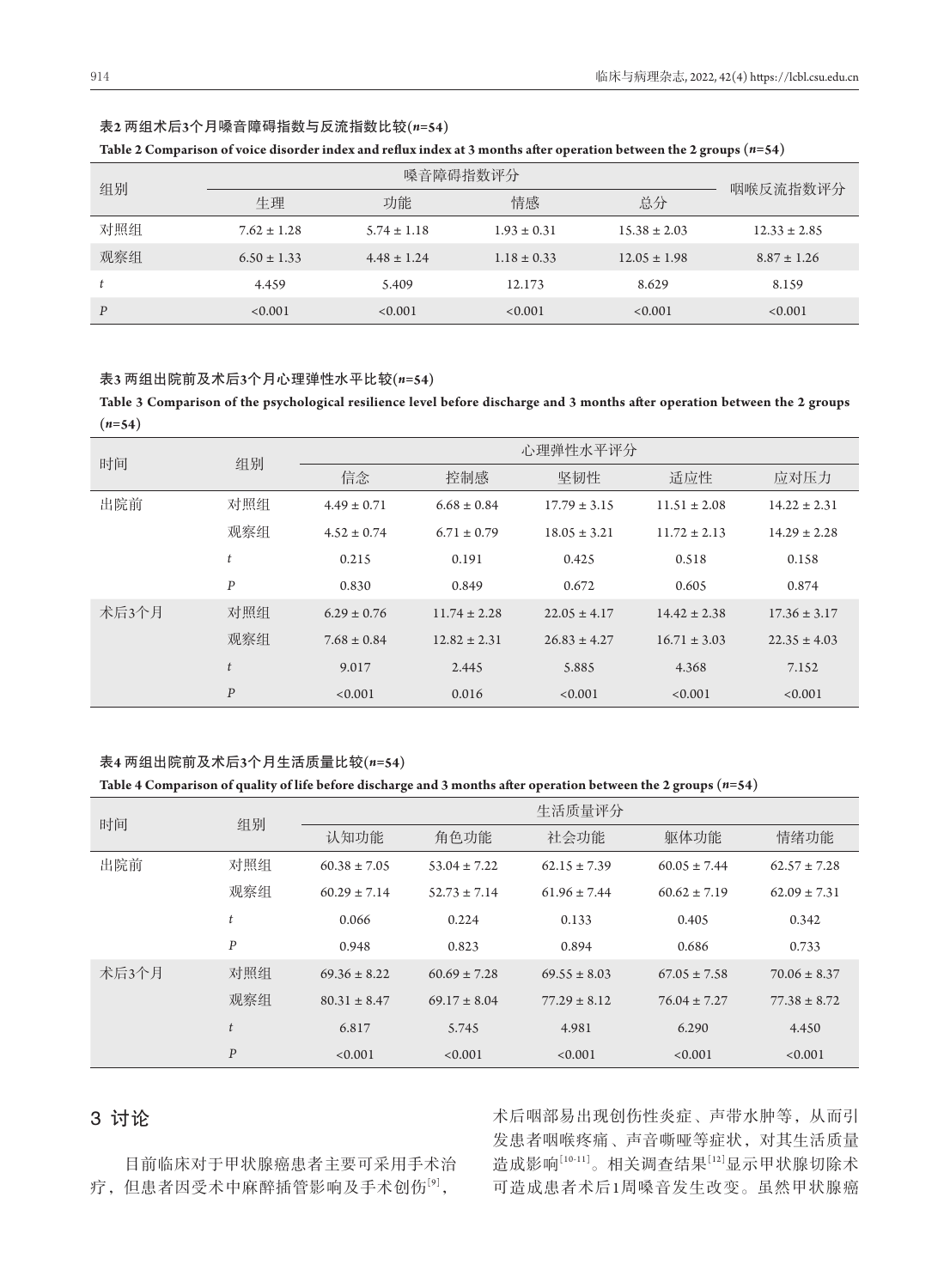**表2 两组术后3个月嗓音障碍指数与反流指数比较($n$=54)**

**Table 2 Comparison of voice disorder index and reflux index at 3 months after operation between the 2 groups ($n$=54)**

| 组别 | 嗓音障碍指数评分 | | | | 咽喉反流指数评分 |
|---|---|---|---|---|---|
| | 生理 | 功能 | 情感 | 总分 | |
| 对照组 | 7.62 ± 1.28 | 5.74 ± 1.18 | 1.93 ± 0.31 | 15.38 ± 2.03 | 12.33 ± 2.85 |
| 观察组 | 6.50 ± 1.33 | 4.48 ± 1.24 | 1.18 ± 0.33 | 12.05 ± 1.98 | 8.87 ± 1.26 |
| $t$ | 4.459 | 5.409 | 12.173 | 8.629 | 8.159 |
| $P$ | <0.001 | <0.001 | <0.001 | <0.001 | <0.001 |

**表3 两组出院前及术后3个月心理弹性水平比较($n$=54)**

**Table 3 Comparison of the psychological resilience level before discharge and 3 months after operation between the 2 groups ($n$=54)**

| 时间 | 组别 | 心理弹性水平评分 | | | | |
|---|---|---|---|---|---|---|
| | | 信念 | 控制感 | 坚韧性 | 适应性 | 应对压力 |
| 出院前 | 对照组 | 4.49 ± 0.71 | 6.68 ± 0.84 | 17.79 ± 3.15 | 11.51 ± 2.08 | 14.22 ± 2.31 |
| | 观察组 | 4.52 ± 0.74 | 6.71 ± 0.79 | 18.05 ± 3.21 | 11.72 ± 2.13 | 14.29 ± 2.28 |
| | $t$ | 0.215 | 0.191 | 0.425 | 0.518 | 0.158 |
| | $P$ | 0.830 | 0.849 | 0.672 | 0.605 | 0.874 |
| 术后3个月 | 对照组 | 6.29 ± 0.76 | 11.74 ± 2.28 | 22.05 ± 4.17 | 14.42 ± 2.38 | 17.36 ± 3.17 |
| | 观察组 | 7.68 ± 0.84 | 12.82 ± 2.31 | 26.83 ± 4.27 | 16.71 ± 3.03 | 22.35 ± 4.03 |
| | $t$ | 9.017 | 2.445 | 5.885 | 4.368 | 7.152 |
| | $P$ | <0.001 | 0.016 | <0.001 | <0.001 | <0.001 |

**表4 两组出院前及术后3个月生活质量比较($n$=54)**

**Table 4 Comparison of quality of life before discharge and 3 months after operation between the 2 groups ($n$=54)**

| 时间 | 组别 | 生活质量评分 | | | | |
|---|---|---|---|---|---|---|
| | | 认知功能 | 角色功能 | 社会功能 | 躯体功能 | 情绪功能 |
| 出院前 | 对照组 | 60.38 ± 7.05 | 53.04 ± 7.22 | 62.15 ± 7.39 | 60.05 ± 7.44 | 62.57 ± 7.28 |
| | 观察组 | 60.29 ± 7.14 | 52.73 ± 7.14 | 61.96 ± 7.44 | 60.62 ± 7.19 | 62.09 ± 7.31 |
| | $t$ | 0.066 | 0.224 | 0.133 | 0.405 | 0.342 |
| | $P$ | 0.948 | 0.823 | 0.894 | 0.686 | 0.733 |
| 术后3个月 | 对照组 | 69.36 ± 8.22 | 60.69 ± 7.28 | 69.55 ± 8.03 | 67.05 ± 7.58 | 70.06 ± 8.37 |
| | 观察组 | 80.31 ± 8.47 | 69.17 ± 8.04 | 77.29 ± 8.12 | 76.04 ± 7.27 | 77.38 ± 8.72 |
| | $t$ | 6.817 | 5.745 | 4.981 | 6.290 | 4.450 |
| | $P$ | <0.001 | <0.001 | <0.001 | <0.001 | <0.001 |

## 3 讨论

目前临床对于甲状腺癌患者主要可采用手术治疗，但患者因受术中麻醉插管影响及手术创伤[9]，术后咽部易出现创伤性炎症、声带水肿等，从而引发患者咽喉疼痛、声音嘶哑等症状，对其生活质量造成影响[10-11]。相关调查结果[12]显示甲状腺切除术可造成患者术后1周嗓音发生改变。虽然甲状腺癌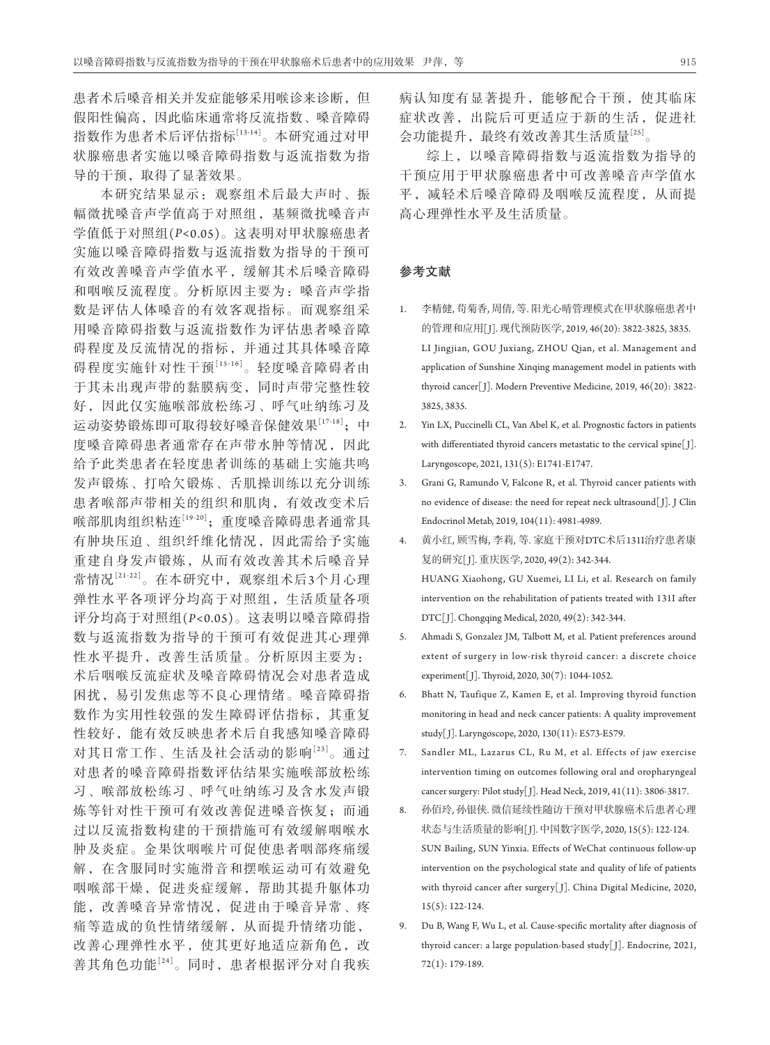患者术后嗓音相关并发症能够采用喉诊来诊断，但假阳性偏高，因此临床通常将反流指数、嗓音障碍指数作为患者术后评估指标[13-14]。本研究通过对甲状腺癌患者实施以嗓音障碍指数与返流指数为指导的干预，取得了显著效果。

本研究结果显示：观察组术后最大声时、振幅微扰嗓音声学值高于对照组，基频微扰嗓音声学值低于对照组($P$<0.05)。这表明对甲状腺癌患者实施以嗓音障碍指数与返流指数为指导的干预可有效改善嗓音声学值水平，缓解其术后嗓音障碍和咽喉反流程度。分析原因主要为：嗓音声学指数是评估人体嗓音的有效客观指标。而观察组采用嗓音障碍指数与返流指数作为评估患者嗓音障碍程度及反流情况的指标，并通过其具体嗓音障碍程度实施针对性干预[15-16]。轻度嗓音障碍者由于其未出现声带的黏膜病变，同时声带完整性较好，因此仅实施喉部放松练习、呼气吐纳练习及运动姿势锻炼即可取得较好嗓音保健效果[17-18]；中度嗓音障碍患者通常存在声带水肿等情况，因此给予此类患者在轻度患者训练的基础上实施共鸣发声锻炼、打哈欠锻炼、舌肌操训练以充分训练患者喉部声带相关的组织和肌肉，有效改变术后喉部肌肉组织粘连[19-20]；重度嗓音障碍患者通常具有肿块压迫、组织纤维化情况，因此需给予实施重建自身发声锻炼，从而有效改善其术后嗓音异常情况[21-22]。在本研究中，观察组术后3个月心理弹性水平各项评分均高于对照组，生活质量各项评分均高于对照组($P$<0.05)。这表明以嗓音障碍指数与返流指数为指导的干预可有效促进其心理弹性水平提升，改善生活质量。分析原因主要为：术后咽喉反流症状及嗓音障碍情况会对患者造成困扰，易引发焦虑等不良心理情绪。嗓音障碍指数作为实用性较强的发生障碍评估指标，其重复性较好，能有效反映患者术后自我感知嗓音障碍对其日常工作、生活及社会活动的影响[23]。通过对患者的嗓音障碍指数评估结果实施喉部放松练习、喉部放松练习、呼气吐纳练习及含水发声锻炼等针对性干预可有效改善促进嗓音恢复；而通过以反流指数构建的干预措施可有效缓解咽喉水肿及炎症。金果饮咽喉片可促使患者咽部疼痛缓解，在含服同时实施滑音和摆喉运动可有效避免咽喉部干燥，促进炎症缓解，帮助其提升躯体功能，改善嗓音异常情况，促进由于嗓音异常、疼痛等造成的负性情绪缓解，从而提升情绪功能，改善心理弹性水平，使其更好地适应新角色，改善其角色功能[24]。同时，患者根据评分对自我疾病认知度有显著提升，能够配合干预，使其临床症状改善，出院后可更适应于新的生活，促进社会功能提升，最终有效改善其生活质量[25]。

综上，以嗓音障碍指数与返流指数为指导的干预应用于甲状腺患者中可改善嗓音声学值水平，减轻术后嗓音障碍及咽喉反流程度，从而提高心理弹性水平及生活质量。

## 参考文献

1. 李精健, 苟菊香, 周倩, 等. 阳光心晴管理模式在甲状腺癌患者中的管理和应用[J]. 现代预防医学, 2019, 46(20): 3822-3825, 3835.
   LI Jingjian, GOU Juxiang, ZHOU Qian, et al. Management and application of Sunshine Xinqing management model in patients with thyroid cancer[J]. Modern Preventive Medicine, 2019, 46(20): 3822-3825, 3835.
2. Yin LX, Puccinelli CL, Van Abel K, et al. Prognostic factors in patients with differentiated thyroid cancers metastatic to the cervical spine[J]. Laryngoscope, 2021, 131(5): E1741-E1747.
3. Grani G, Ramundo V, Falcone R, et al. Thyroid cancer patients with no evidence of disease: the need for repeat neck ultrasound[J]. J Clin Endocrinol Metab, 2019, 104(11): 4981-4989.
4. 黄小红, 顾雪梅, 李莉, 等. 家庭干预对DTC术后131I治疗患者康复的研究[J]. 重庆医学, 2020, 49(2): 342-344.
   HUANG Xiaohong, GU Xuemei, LI Li, et al. Research on family intervention on the rehabilitation of patients treated with 131I after DTC[J]. Chongqing Medical, 2020, 49(2): 342-344.
5. Ahmadi S, Gonzalez JM, Talbott M, et al. Patient preferences around extent of surgery in low-risk thyroid cancer: a discrete choice experiment[J]. Thyroid, 2020, 30(7): 1044-1052.
6. Bhatt N, Taufique Z, Kamen E, et al. Improving thyroid function monitoring in head and neck cancer patients: A quality improvement study[J]. Laryngoscope, 2020, 130(11): E573-E579.
7. Sandler ML, Lazarus CL, Ru M, et al. Effects of jaw exercise intervention timing on outcomes following oral and oropharyngeal cancer surgery: Pilot study[J]. Head Neck, 2019, 41(11): 3806-3817.
8. 孙佰玲, 孙银侠. 微信延续性随访干预对甲状腺癌术后患者心理状态与生活质量的影响[J]. 中国数字医学, 2020, 15(5): 122-124.
   SUN Bailing, SUN Yinxia. Effects of WeChat continuous follow-up intervention on the psychological state and quality of life of patients with thyroid cancer after surgery[J]. China Digital Medicine, 2020, 15(5): 122-124.
9. Du B, Wang F, Wu L, et al. Cause-specific mortality after diagnosis of thyroid cancer: a large population-based study[J]. Endocrine, 2021, 72(1): 179-189.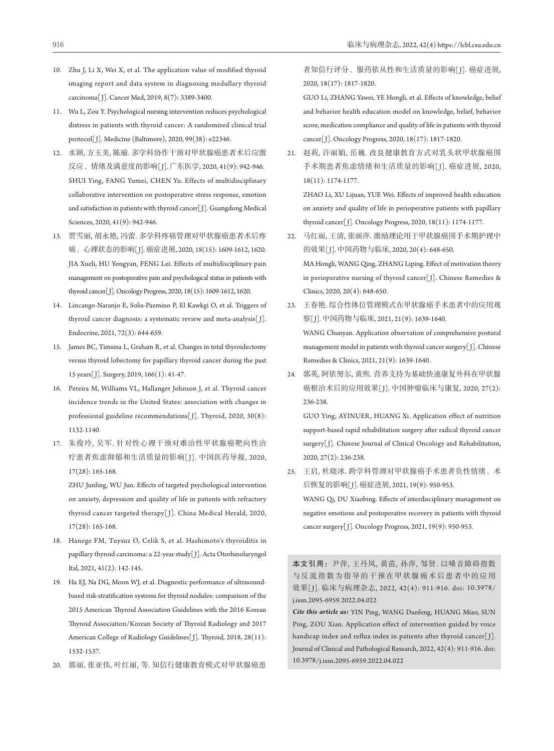10. Zhu J, Li X, Wei X, et al. The application value of modified thyroid imaging report and data system in diagnosing medullary thyroid carcinoma[J]. Cancer Med, 2019, 8(7): 3389-3400.
11. Wu L, Zou Y. Psychological nursing intervention reduces psychological distress in patients with thyroid cancer: A randomized clinical trial protocol[J]. Medicine (Baltimore), 2020, 99(38): e22346.
12. 水颖, 方玉美, 陈瑜. 多学科协作干预对甲状腺癌患者术后应激反应、情绪及满意度的影响[J]. 广东医学, 2020, 41(9): 942-946.
 SHUI Ying, FANG Yumei, CHEN Yu. Effects of multidisciplinary collaborative intervention on postoperative stress response, emotion and satisfaction in patients with thyroid cancer[J]. Guangdong Medical Sciences, 2020, 41(9): 942-946.
13. 贾雪丽, 胡永艳, 冯蕾. 多学科疼痛管理对甲状腺癌患者术后疼痛、心理状态的影响[J]. 癌症进展, 2020, 18(15): 1609-1612, 1620.
 JIA Xueli, HU Yongyan, FENG Lei. Effects of multidisciplinary pain management on postoperative pain and psychological status in patients with thyroid cancer[J]. Oncology Progress, 2020, 18(15): 1609-1612, 1620.
14. Lincango-Naranjo E, Solis-Pazmino P, El Kawkgi O, et al. Triggers of thyroid cancer diagnosis: a systematic review and meta-analysis[J]. Endocrine, 2021, 72(3): 644-659.
15. James BC, Timsina L, Graham R, et al. Changes in total thyroidectomy versus thyroid lobectomy for papillary thyroid cancer during the past 15 years[J]. Surgery, 2019, 166(1): 41-47.
16. Pereira M, Williams VL, Hallanger Johnson J, et al. Thyroid cancer incidence trends in the United States: association with changes in professional guideline recommendations[J]. Thyroid, 2020, 30(8): 1132-1140.
17. 朱俊玲, 吴军. 针对性心理干预对难治性甲状腺癌靶向性治疗患者焦虑抑郁和生活质量的影响[J]. 中国医药导报, 2020, 17(28): 165-168.
 ZHU Junling, WU Jun. Effects of targeted psychological intervention on anxiety, depression and quality of life in patients with refractory thyroid cancer targeted therapy[J]. China Medical Herald, 2020, 17(28): 165-168.
18. Hanege FM, Tuysuz O, Celik S, et al. Hashimoto's thyroiditis in papillary thyroid carcinoma: a 22-year study[J]. Acta Otorhinolaryngol Ital, 2021, 41(2): 142-145.
19. Ha EJ, Na DG, Moon WJ, et al. Diagnostic performance of ultrasound-based risk-stratification systems for thyroid nodules: comparison of the 2015 American Thyroid Association Guidelines with the 2016 Korean Thyroid Association/Korean Society of Thyroid Radiology and 2017 American College of Radiology Guidelines[J]. Thyroid, 2018, 28(11): 1532-1537.
20. 郭丽, 张亚伟, 叶红丽, 等. 知信行健康教育模式对甲状腺癌患者知信行评分、服药依从性和生活质量的影响[J]. 癌症进展, 2020, 18(17): 1817-1820.
 GUO Li, ZHANG Yawei, YE Hongli, et al. Effects of knowledge, belief and behavior health education model on knowledge, belief, behavior score, medication compliance and quality of life in patients with thyroid cancer[J]. Oncology Progress, 2020, 18(17): 1817-1820.
21. 赵莉, 许丽娟, 岳巍. 改良健康教育方式对乳头状甲状腺癌围手术期患者焦虑情绪和生活质量的影响[J]. 癌症进展, 2020, 18(11): 1174-1177.
 ZHAO Li, XU Lijuan, YUE Wei. Effects of improved health education on anxiety and quality of life in perioperative patients with papillary thyroid cancer[J]. Oncology Progress, 2020, 18(11): 1174-1177.
22. 马红丽, 王清, 张丽萍. 激励理论用于甲状腺癌围手术期护理中的效果[J]. 中国药物与临床, 2020, 20(4): 648-650.
 MA Hongli, WANG Qing, ZHANG Liping. Effect of motivation theory in perioperative nursing of thyroid cancer[J]. Chinese Remedies & Clinics, 2020, 20(4): 648-650.
23. 王春艳. 综合性体位管理模式在甲状腺癌手术患者中的应用观察[J]. 中国药物与临床, 2021, 21(9): 1639-1640.
 WANG Chunyan. Application observation of comprehensive postural management model in patients with thyroid cancer surgery[J]. Chinese Remedies & Clinics, 2021, 21(9): 1639-1640.
24. 郭英, 阿依努尔, 黄熙. 营养支持为基础快速康复外科在甲状腺癌根治术后的应用效果[J]. 中国肿瘤临床与康复, 2020, 27(2): 236-238.
 GUO Ying, AYINUER, HUANG Xi. Application effect of nutrition support-based rapid rehabilitation surgery after radical thyroid cancer surgery[J]. Chinese Journal of Clinical Oncology and Rehabilitation, 2020, 27(2): 236-238.
25. 王启, 杜晓冰. 跨学科管理对甲状腺癌手术患者负性情绪、术后恢复的影响[J]. 癌症进展, 2021, 19(9): 950-953.
 WANG Qi, DU Xiaobing. Effects of interdisciplinary management on negative emotions and postoperative recovery in patients with thyroid cancer surgery[J]. Oncology Progress, 2021, 19(9): 950-953.

**本文引用：**尹萍, 王丹凤, 黄苗, 孙萍, 邹贤. 以嗓音障碍指数与反流指数为指导的干预在甲状腺癌术后患者中的应用效果[J]. 临床与病理杂志, 2022, 42(4): 911-916. doi: 10.3978/j.issn.2095-6959.2022.04.022

***Cite this article as:*** YIN Ping, WANG Danfeng, HUANG Miao, SUN Ping, ZOU Xian. Application effect of intervention guided by voice handicap index and reflux index in patients after thyroid cancer[J]. Journal of Clinical and Pathological Research, 2022, 42(4): 911-916. doi: 10.3978/j.issn.2095-6959.2022.04.022